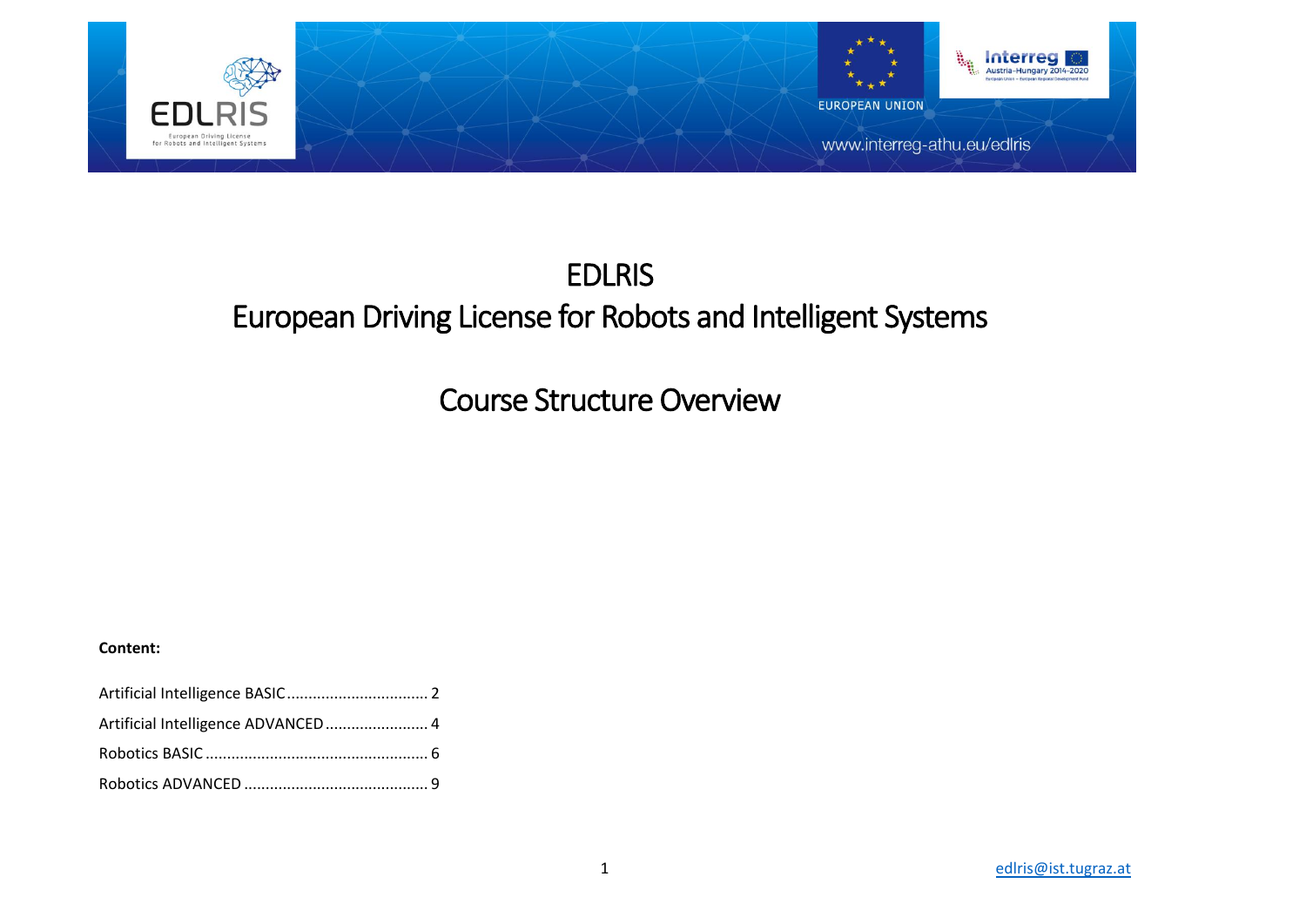# EDLRIS

# European Driving License for Robots and Intelligent Systems

## Course Structure Overview

**Content:**

Artificial Intelligence BASIC ................................ 2

Artificial Intelligence ADVANCED ........................ 4

Robotics BASIC ................................................... 6

Robotics ADVANCED ........................................... 9

edlris@ist.tugraz.at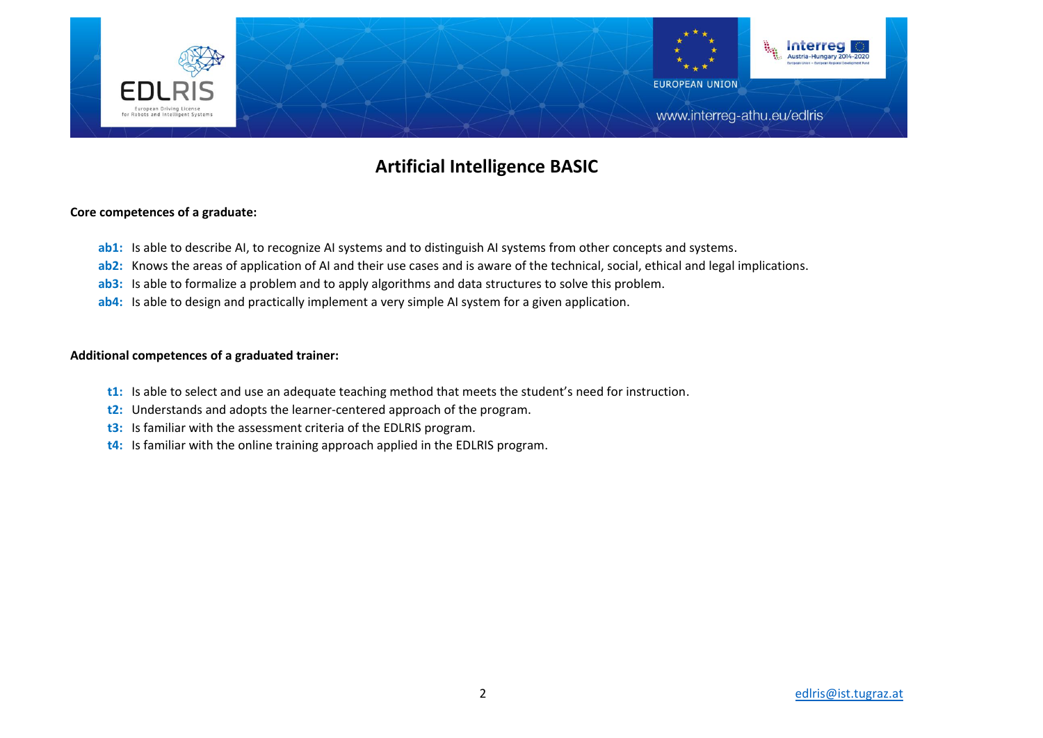# Artificial Intelligence BASIC

**Core competences of a graduate:**

- **ab1:** Is able to describe AI, to recognize AI systems and to distinguish AI systems from other concepts and systems.
- **ab2:** Knows the areas of application of AI and their use cases and is aware of the technical, social, ethical and legal implications.
- **ab3:** Is able to formalize a problem and to apply algorithms and data structures to solve this problem.
- **ab4:** Is able to design and practically implement a very simple AI system for a given application.

**Additional competences of a graduated trainer:**

- **t1:** Is able to select and use an adequate teaching method that meets the student's need for instruction.
- **t2:** Understands and adopts the learner-centered approach of the program.
- **t3:** Is familiar with the assessment criteria of the EDLRIS program.
- **t4:** Is familiar with the online training approach applied in the EDLRIS program.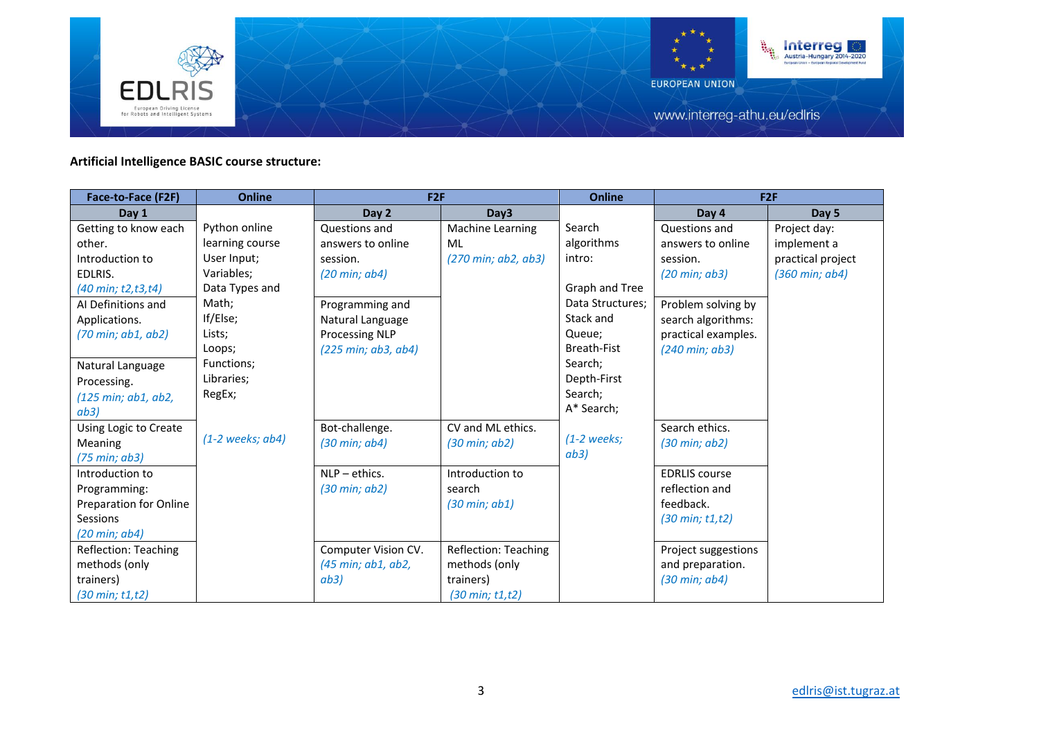**Artificial Intelligence BASIC course structure:**

| Face-to-Face (F2F) | Online | F2F | | Online | F2F | |
|---|---|---|---|---|---|---|
| Day 1 | | Day 2 | Day3 | | Day 4 | Day 5 |
| Getting to know each other. Introduction to EDLRIS. *(40 min; t2,t3,t4)* | Python online learning course User Input; Variables; Data Types and Math; If/Else; Lists; Loops; Functions; Libraries; RegEx; *(1-2 weeks; ab4)* | Questions and answers to online session. *(20 min; ab4)* | Machine Learning ML *(270 min; ab2, ab3)* | Search algorithms intro: Graph and Tree Data Structures; Stack and Queue; Breath-Fist Search; Depth-First Search; A* Search; *(1-2 weeks; ab3)* | Questions and answers to online session. *(20 min; ab3)* | Project day: implement a practical project *(360 min; ab4)* |
| AI Definitions and Applications. *(70 min; ab1, ab2)* | | Programming and Natural Language Processing NLP *(225 min; ab3, ab4)* | | | Problem solving by search algorithms: practical examples. *(240 min; ab3)* | |
| Natural Language Processing. *(125 min; ab1, ab2, ab3)* | | | | | | |
| Using Logic to Create Meaning *(75 min; ab3)* | | Bot-challenge. *(30 min; ab4)* | CV and ML ethics. *(30 min; ab2)* | | Search ethics. *(30 min; ab2)* | |
| Introduction to Programming: Preparation for Online Sessions *(20 min; ab4)* | | NLP – ethics. *(30 min; ab2)* | Introduction to search *(30 min; ab1)* | | EDRLIS course reflection and feedback. *(30 min; t1,t2)* | |
| Reflection: Teaching methods (only trainers) *(30 min; t1,t2)* | | Computer Vision CV. *(45 min; ab1, ab2, ab3)* | Reflection: Teaching methods (only trainers) *(30 min; t1,t2)* | | Project suggestions and preparation. *(30 min; ab4)* | |

edlris@ist.tugraz.at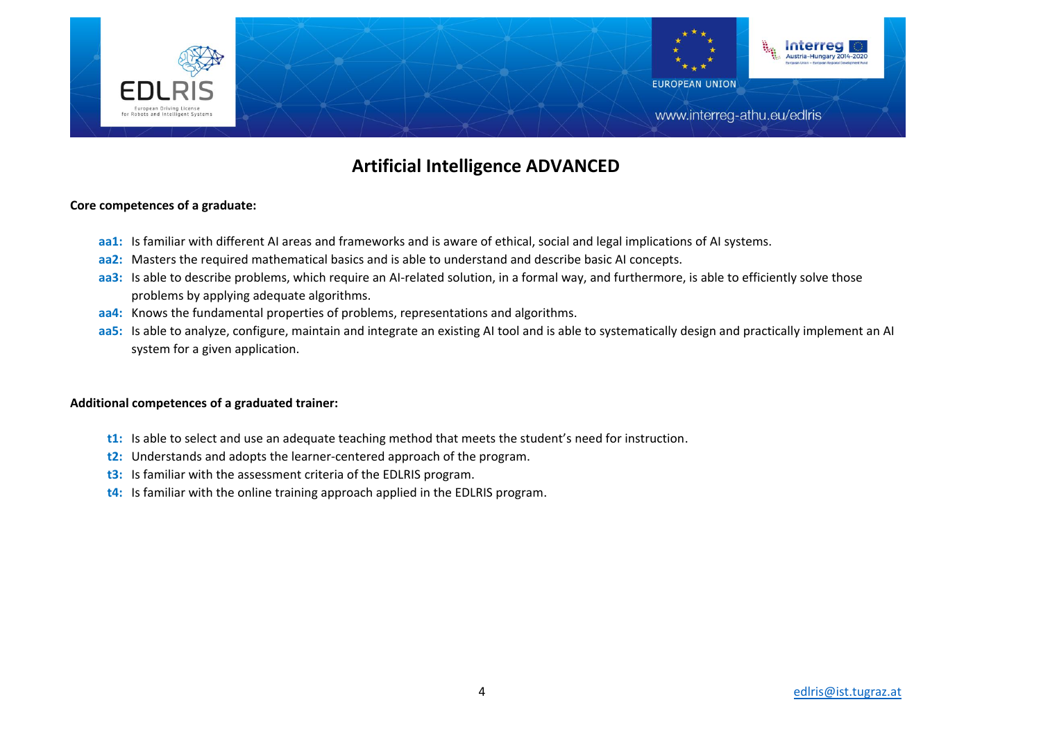# Artificial Intelligence ADVANCED

**Core competences of a graduate:**

- **aa1:** Is familiar with different AI areas and frameworks and is aware of ethical, social and legal implications of AI systems.
- **aa2:** Masters the required mathematical basics and is able to understand and describe basic AI concepts.
- **aa3:** Is able to describe problems, which require an AI-related solution, in a formal way, and furthermore, is able to efficiently solve those problems by applying adequate algorithms.
- **aa4:** Knows the fundamental properties of problems, representations and algorithms.
- **aa5:** Is able to analyze, configure, maintain and integrate an existing AI tool and is able to systematically design and practically implement an AI system for a given application.

**Additional competences of a graduated trainer:**

- **t1:** Is able to select and use an adequate teaching method that meets the student's need for instruction.
- **t2:** Understands and adopts the learner-centered approach of the program.
- **t3:** Is familiar with the assessment criteria of the EDLRIS program.
- **t4:** Is familiar with the online training approach applied in the EDLRIS program.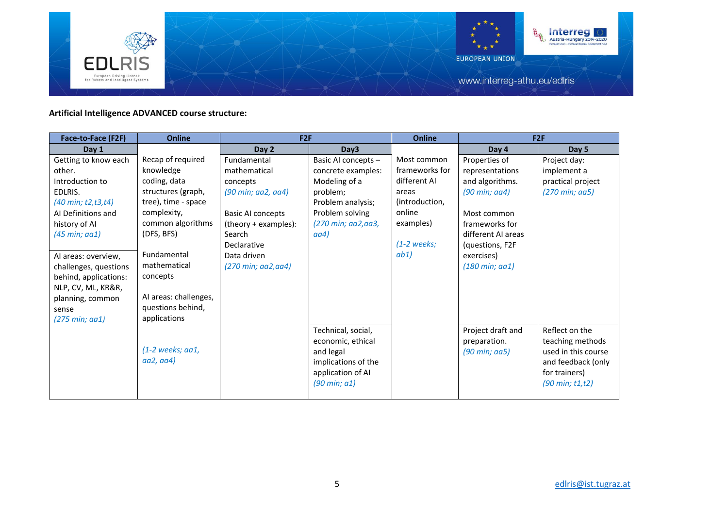**Artificial Intelligence ADVANCED course structure:**

| Face-to-Face (F2F) | Online | F2F | | Online | F2F | |
|---|---|---|---|---|---|---|
| Day 1 | | Day 2 | Day3 | | Day 4 | Day 5 |
| Getting to know each other. Introduction to EDLRIS. *(40 min; t2,t3,t4)* | Recap of required knowledge coding, data structures (graph, tree), time - space complexity, common algorithms (DFS, BFS)<br><br>Fundamental mathematical concepts<br><br>AI areas: challenges, questions behind, applications<br><br>*(1-2 weeks; aa1, aa2, aa4)* | Fundamental mathematical concepts *(90 min; aa2, aa4)* | Basic AI concepts – concrete examples: Modeling of a problem; Problem analysis; Problem solving *(270 min; aa2,aa3, aa4)* | Most common frameworks for different AI areas (introduction, online examples)<br><br>*(1-2 weeks; ab1)* | Properties of representations and algorithms. *(90 min; aa4)* | Project day: implement a practical project *(270 min; aa5)* |
| AI Definitions and history of AI *(45 min; aa1)* | | Basic AI concepts (theory + examples): Search Declarative Data driven *(270 min; aa2,aa4)* | | | Most common frameworks for different AI areas (questions, F2F exercises) *(180 min; aa1)* | |
| AI areas: overview, challenges, questions behind, applications: NLP, CV, ML, KR&R, planning, common sense *(275 min; aa1)* | | | | | | |
| | | | Technical, social, economic, ethical and legal implications of the application of AI *(90 min; a1)* | | Project draft and preparation. *(90 min; aa5)* | Reflect on the teaching methods used in this course and feedback (only for trainers) *(90 min; t1,t2)* |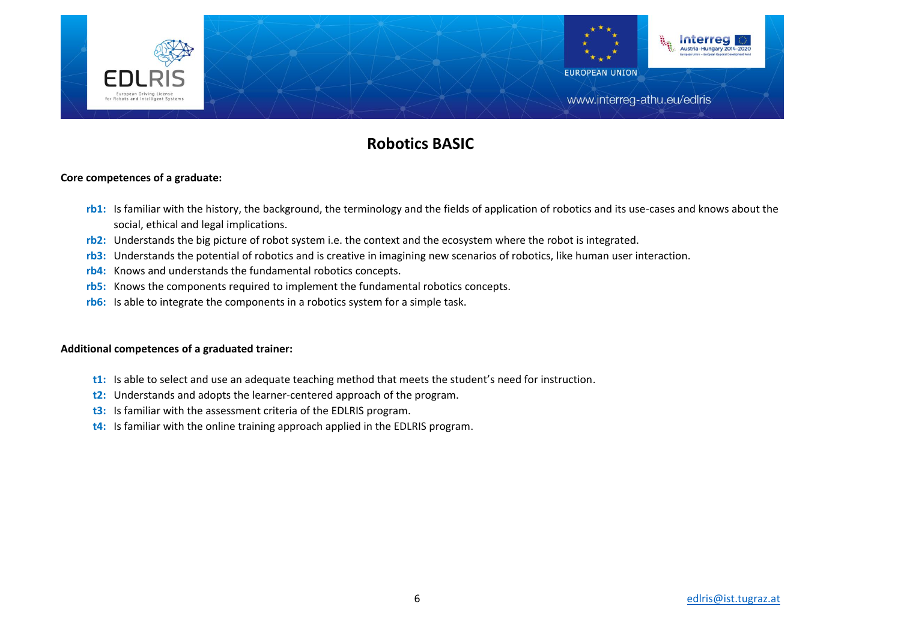# Robotics BASIC

**Core competences of a graduate:**

- **rb1:** Is familiar with the history, the background, the terminology and the fields of application of robotics and its use-cases and knows about the social, ethical and legal implications.
- **rb2:** Understands the big picture of robot system i.e. the context and the ecosystem where the robot is integrated.
- **rb3:** Understands the potential of robotics and is creative in imagining new scenarios of robotics, like human user interaction.
- **rb4:** Knows and understands the fundamental robotics concepts.
- **rb5:** Knows the components required to implement the fundamental robotics concepts.
- **rb6:** Is able to integrate the components in a robotics system for a simple task.

**Additional competences of a graduated trainer:**

- **t1:** Is able to select and use an adequate teaching method that meets the student's need for instruction.
- **t2:** Understands and adopts the learner-centered approach of the program.
- **t3:** Is familiar with the assessment criteria of the EDLRIS program.
- **t4:** Is familiar with the online training approach applied in the EDLRIS program.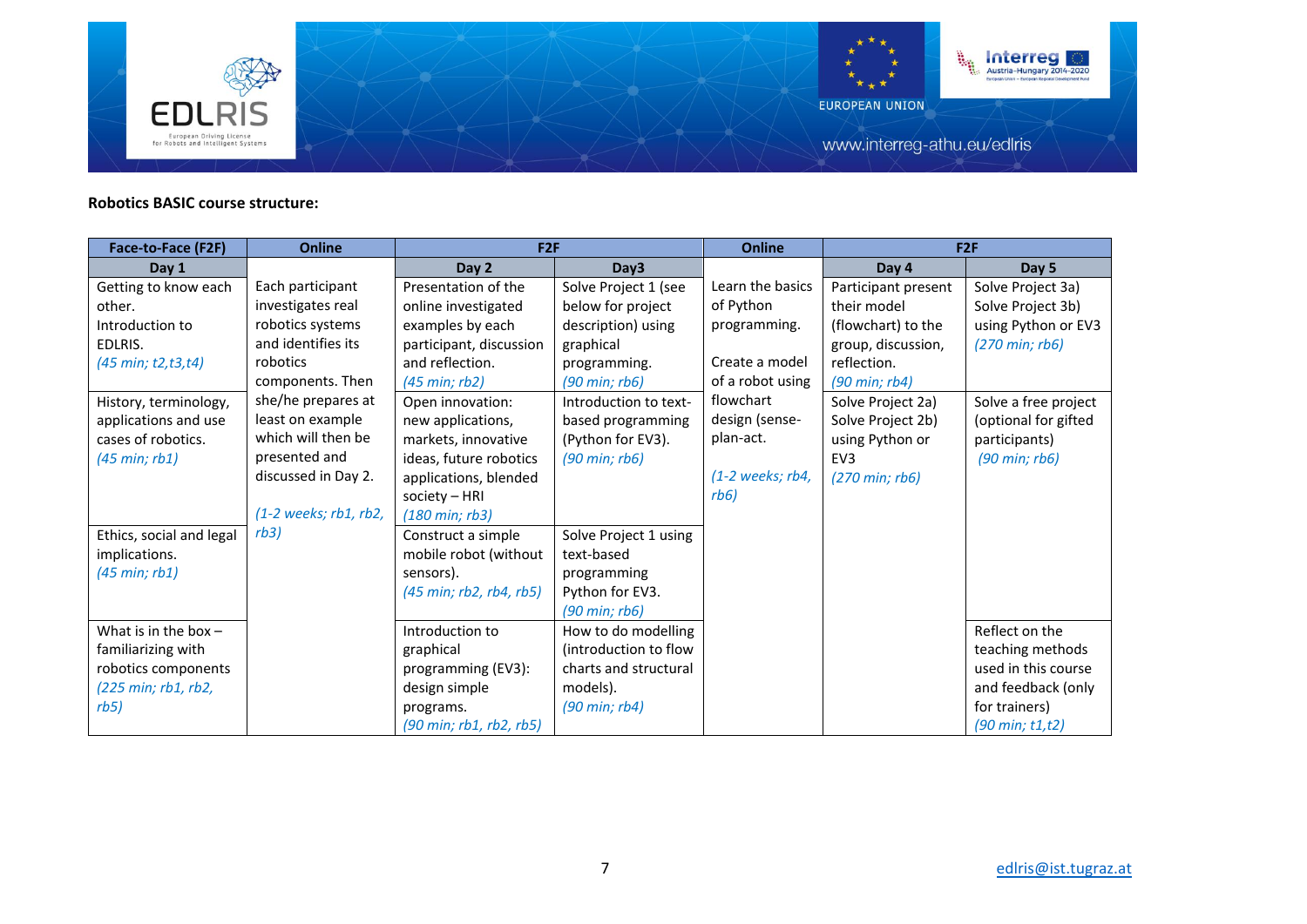**Robotics BASIC course structure:**

| Face-to-Face (F2F) | Online | F2F | | Online | F2F | |
|---|---|---|---|---|---|---|
| Day 1 | | Day 2 | Day3 | | Day 4 | Day 5 |
| Getting to know each other. Introduction to EDLRIS. *(45 min; t2,t3,t4)* | Each participant investigates real robotics systems and identifies its robotics components. Then she/he prepares at least on example which will then be presented and discussed in Day 2. *(1-2 weeks; rb1, rb2, rb3)* | Presentation of the online investigated examples by each participant, discussion and reflection. *(45 min; rb2)* | Solve Project 1 (see below for project description) using graphical programming. *(90 min; rb6)* | Learn the basics of Python programming. Create a model of a robot using flowchart design (sense-plan-act. *(1-2 weeks; rb4, rb6)* | Participant present their model (flowchart) to the group, discussion, reflection. *(90 min; rb4)* | Solve Project 3a) Solve Project 3b) using Python or EV3 *(270 min; rb6)* |
| History, terminology, applications and use cases of robotics. *(45 min; rb1)* | | Open innovation: new applications, markets, innovative ideas, future robotics applications, blended society – HRI *(180 min; rb3)* | Introduction to text-based programming (Python for EV3). *(90 min; rb6)* | | Solve Project 2a) Solve Project 2b) using Python or EV3 *(270 min; rb6)* | Solve a free project (optional for gifted participants) *(90 min; rb6)* |
| Ethics, social and legal implications. *(45 min; rb1)* | | Construct a simple mobile robot (without sensors). *(45 min; rb2, rb4, rb5)* | Solve Project 1 using text-based programming Python for EV3. *(90 min; rb6)* | | | |
| What is in the box – familiarizing with robotics components *(225 min; rb1, rb2, rb5)* | | Introduction to graphical programming (EV3): design simple programs. *(90 min; rb1, rb2, rb5)* | How to do modelling (introduction to flow charts and structural models). *(90 min; rb4)* | | | Reflect on the teaching methods used in this course and feedback (only for trainers) *(90 min; t1,t2)* |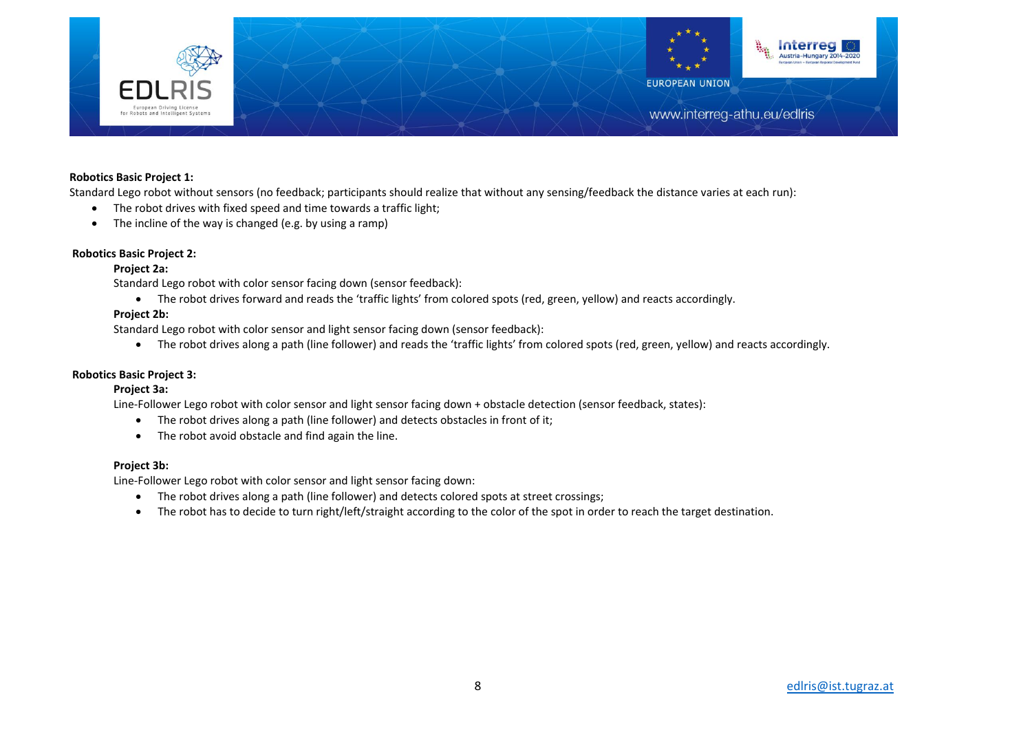**Robotics Basic Project 1:**

Standard Lego robot without sensors (no feedback; participants should realize that without any sensing/feedback the distance varies at each run):

- The robot drives with fixed speed and time towards a traffic light;
- The incline of the way is changed (e.g. by using a ramp)

**Robotics Basic Project 2:**

**Project 2a:**

Standard Lego robot with color sensor facing down (sensor feedback):

- The robot drives forward and reads the 'traffic lights' from colored spots (red, green, yellow) and reacts accordingly.

**Project 2b:**

Standard Lego robot with color sensor and light sensor facing down (sensor feedback):

- The robot drives along a path (line follower) and reads the 'traffic lights' from colored spots (red, green, yellow) and reacts accordingly.

**Robotics Basic Project 3:**

**Project 3a:**

Line-Follower Lego robot with color sensor and light sensor facing down + obstacle detection (sensor feedback, states):

- The robot drives along a path (line follower) and detects obstacles in front of it;
- The robot avoid obstacle and find again the line.

**Project 3b:**

Line-Follower Lego robot with color sensor and light sensor facing down:

- The robot drives along a path (line follower) and detects colored spots at street crossings;
- The robot has to decide to turn right/left/straight according to the color of the spot in order to reach the target destination.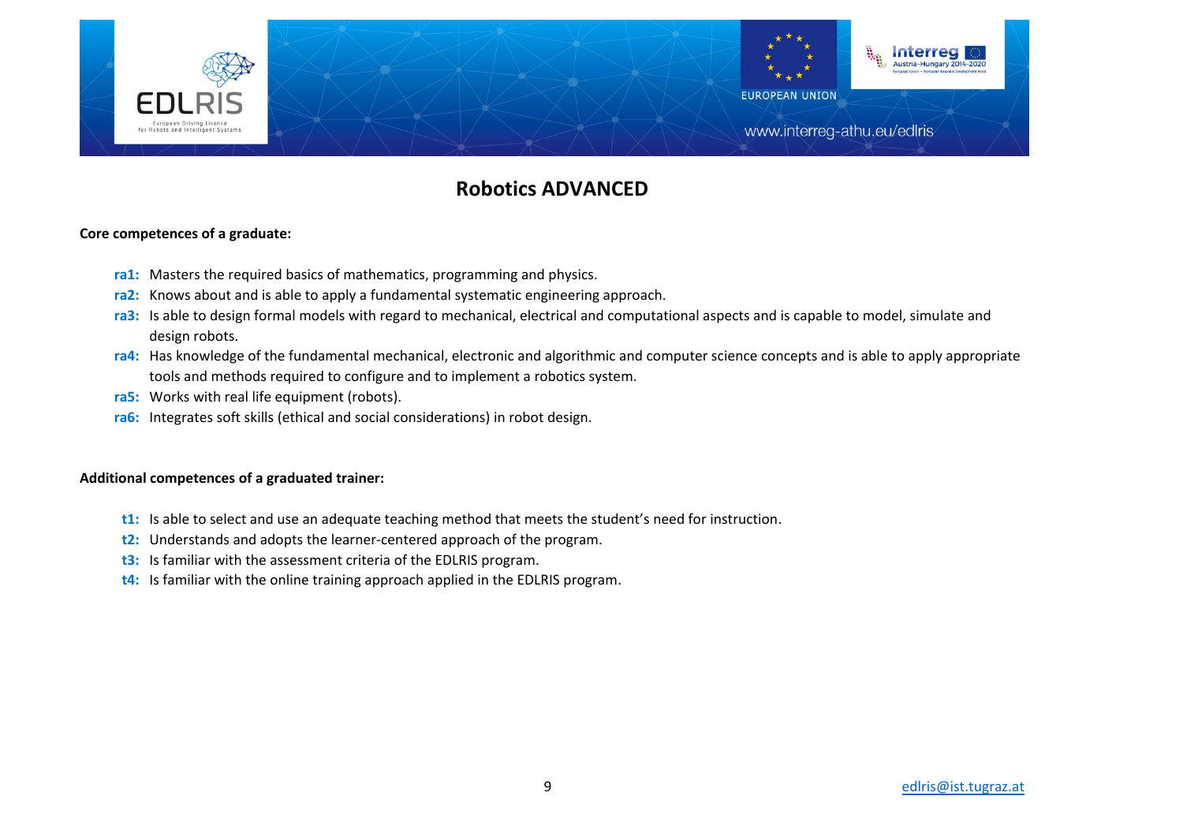# Robotics ADVANCED

**Core competences of a graduate:**

- **ra1:** Masters the required basics of mathematics, programming and physics.
- **ra2:** Knows about and is able to apply a fundamental systematic engineering approach.
- **ra3:** Is able to design formal models with regard to mechanical, electrical and computational aspects and is capable to model, simulate and design robots.
- **ra4:** Has knowledge of the fundamental mechanical, electronic and algorithmic and computer science concepts and is able to apply appropriate tools and methods required to configure and to implement a robotics system.
- **ra5:** Works with real life equipment (robots).
- **ra6:** Integrates soft skills (ethical and social considerations) in robot design.

**Additional competences of a graduated trainer:**

- **t1:** Is able to select and use an adequate teaching method that meets the student's need for instruction.
- **t2:** Understands and adopts the learner-centered approach of the program.
- **t3:** Is familiar with the assessment criteria of the EDLRIS program.
- **t4:** Is familiar with the online training approach applied in the EDLRIS program.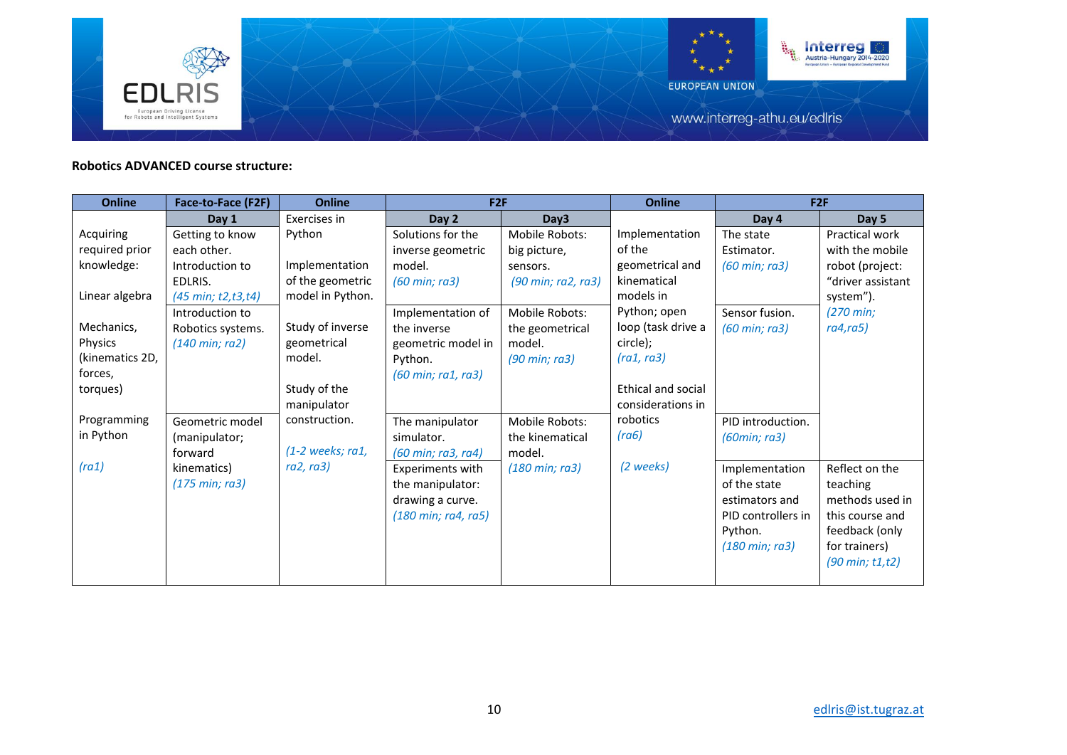**Robotics ADVANCED course structure:**

| Online | Face-to-Face (F2F) | Online | F2F | | Online | F2F | |
|---|---|---|---|---|---|---|---|
| | Day 1 | Exercises in Python<br><br>Implementation of the geometric model in Python.<br><br>Study of inverse geometrical model.<br><br>Study of the manipulator construction.<br><br>*(1-2 weeks; ra1, ra2, ra3)* | Day 2 | Day3 | Implementation of the geometrical and kinematical models in Python; open loop (task drive a circle);<br>*(ra1, ra3)*<br><br>Ethical and social considerations in robotics<br>*(ra6)*<br><br>*(2 weeks)* | Day 4 | Day 5 |
| Acquiring required prior knowledge:<br><br>Linear algebra<br><br>Mechanics, Physics (kinematics 2D, forces, torques)<br><br>Programming in Python<br><br>*(ra1)* | Getting to know each other. Introduction to EDLRIS.<br>*(45 min; t2,t3,t4)* | | Solutions for the inverse geometric model.<br>*(60 min; ra3)* | Mobile Robots: big picture, sensors.<br>*(90 min; ra2, ra3)* | | The state Estimator.<br>*(60 min; ra3)* | Practical work with the mobile robot (project: "driver assistant system").<br>*(270 min; ra4,ra5)* |
| | Introduction to Robotics systems.<br>*(140 min; ra2)* | | Implementation of the inverse geometric model in Python.<br>*(60 min; ra1, ra3)* | Mobile Robots: the geometrical model.<br>*(90 min; ra3)* | | Sensor fusion.<br>*(60 min; ra3)* | |
| | Geometric model (manipulator; forward kinematics)<br>*(175 min; ra3)* | | The manipulator simulator.<br>*(60 min; ra3, ra4)* | Mobile Robots: the kinematical model.<br>*(180 min; ra3)* | | PID introduction.<br>*(60min; ra3)* | |
| | | | Experiments with the manipulator: drawing a curve.<br>*(180 min; ra4, ra5)* | | | Implementation of the state estimators and PID controllers in Python.<br>*(180 min; ra3)* | Reflect on the teaching methods used in this course and feedback (only for trainers)<br>*(90 min; t1,t2)* |

edlris@ist.tugraz.at